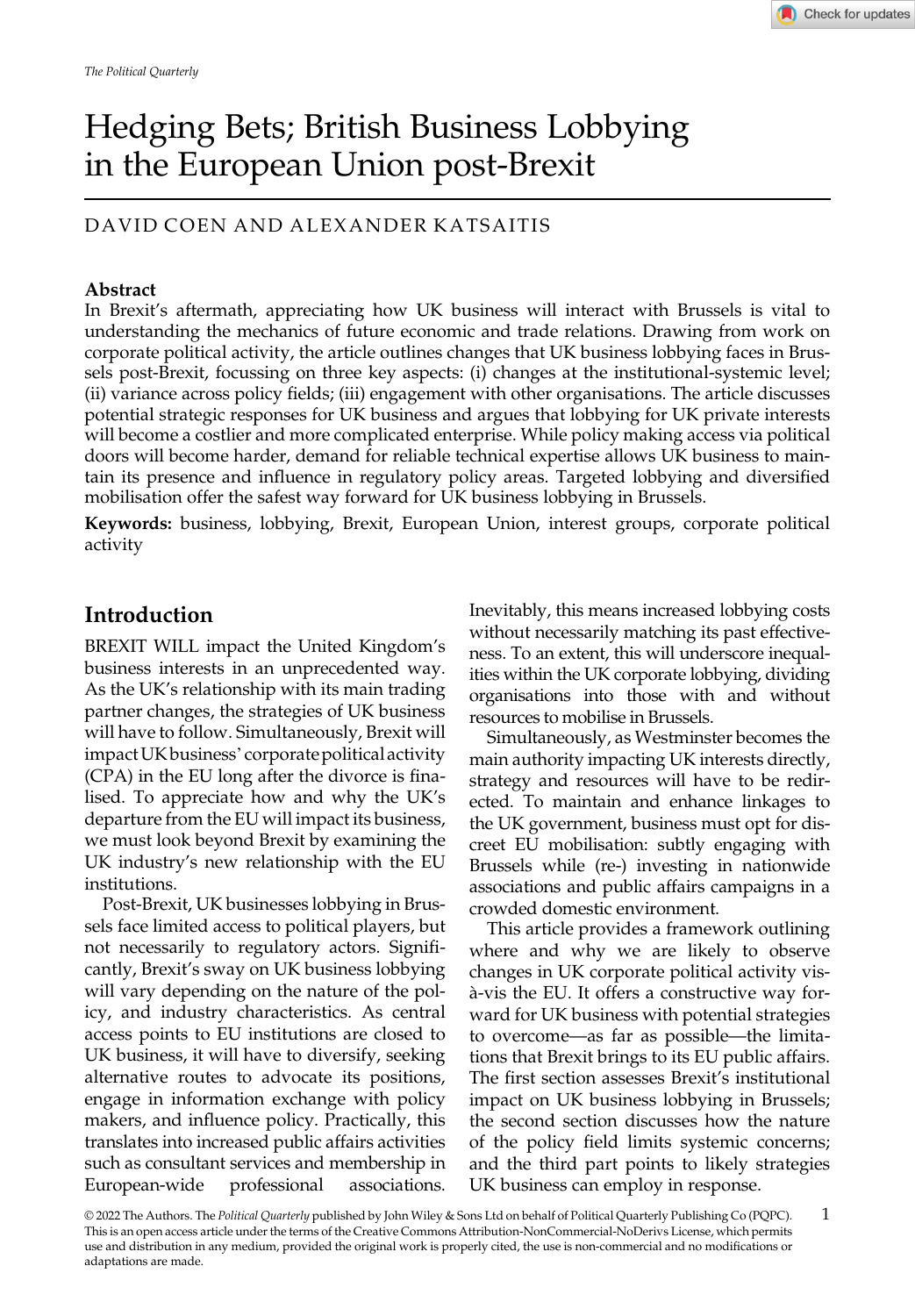# Hedging Bets; British Business Lobbying in the European Union post-Brexit

DAVID COEN AND ALEXANDER KATSAITIS

### Abstract

In Brexit's aftermath, appreciating how UK business will interact with Brussels is vital to understanding the mechanics of future economic and trade relations. Drawing from work on corporate political activity, the article outlines changes that UK business lobbying faces in Brussels post-Brexit, focussing on three key aspects: (i) changes at the institutional-systemic level; (ii) variance across policy fields; (iii) engagement with other organisations. The article discusses potential strategic responses for UK business and argues that lobbying for UK private interests will become a costlier and more complicated enterprise. While policy making access via political doors will become harder, demand for reliable technical expertise allows UK business to maintain its presence and influence in regulatory policy areas. Targeted lobbying and diversified mobilisation offer the safest way forward for UK business lobbying in Brussels.

**Keywords:** business, lobbying, Brexit, European Union, interest groups, corporate political activity

## Introduction

BREXIT WILL impact the United Kingdom's business interests in an unprecedented way. As the UK's relationship with its main trading partner changes, the strategies of UK business will have to follow. Simultaneously, Brexit will impact UK business' corporate political activity (CPA) in the EU long after the divorce is finalised. To appreciate how and why the UK's departure from the EU will impact its business, we must look beyond Brexit by examining the UK industry's new relationship with the EU institutions.

Post-Brexit, UK businesses lobbying in Brussels face limited access to political players, but not necessarily to regulatory actors. Significantly, Brexit's sway on UK business lobbying will vary depending on the nature of the policy, and industry characteristics. As central access points to EU institutions are closed to UK business, it will have to diversify, seeking alternative routes to advocate its positions, engage in information exchange with policy makers, and influence policy. Practically, this translates into increased public affairs activities such as consultant services and membership in European-wide professional associations. Inevitably, this means increased lobbying costs without necessarily matching its past effectiveness. To an extent, this will underscore inequalities within the UK corporate lobbying, dividing organisations into those with and without resources to mobilise in Brussels.

Simultaneously, as Westminster becomes the main authority impacting UK interests directly, strategy and resources will have to be redirected. To maintain and enhance linkages to the UK government, business must opt for discreet EU mobilisation: subtly engaging with Brussels while (re-) investing in nationwide associations and public affairs campaigns in a crowded domestic environment.

This article provides a framework outlining where and why we are likely to observe changes in UK corporate political activity vis-à-vis the EU. It offers a constructive way forward for UK business with potential strategies to overcome—as far as possible—the limitations that Brexit brings to its EU public affairs. The first section assesses Brexit's institutional impact on UK business lobbying in Brussels; the second section discusses how the nature of the policy field limits systemic concerns; and the third part points to likely strategies UK business can employ in response.

© 2022 The Authors. The *Political Quarterly* published by John Wiley & Sons Ltd on behalf of Political Quarterly Publishing Co (PQPC). This is an open access article under the terms of the Creative Commons Attribution-NonCommercial-NoDerivs License, which permits use and distribution in any medium, provided the original work is properly cited, the use is non-commercial and no modifications or adaptations are made.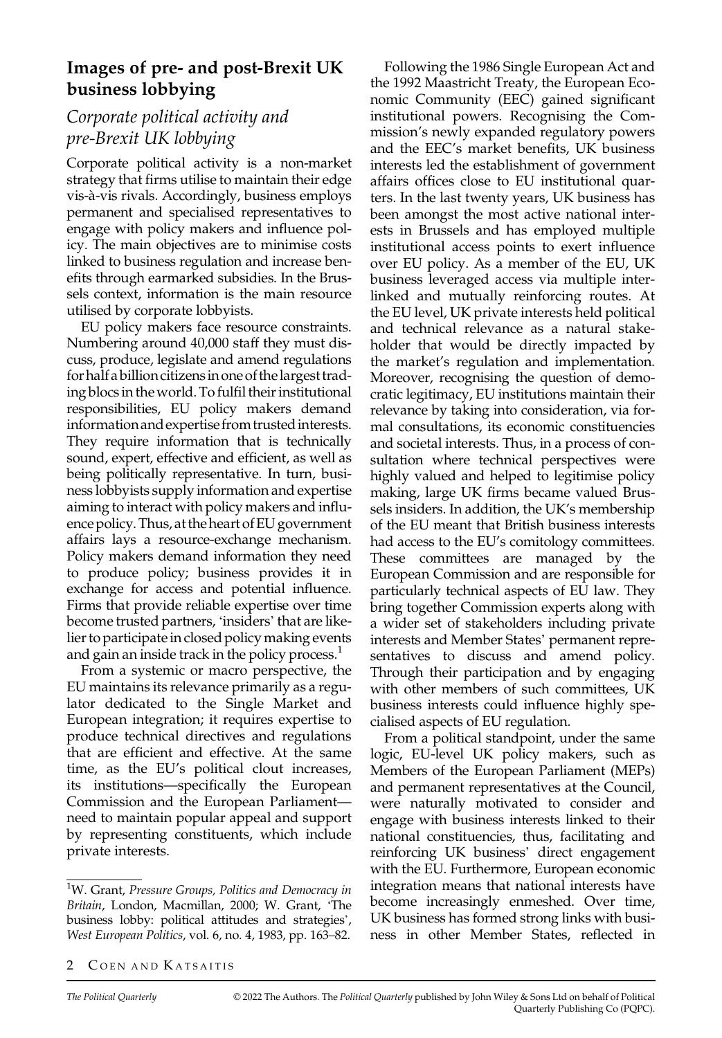## Images of pre- and post-Brexit UK business lobbying

### *Corporate political activity and pre-Brexit UK lobbying*

Corporate political activity is a non-market strategy that firms utilise to maintain their edge vis-à-vis rivals. Accordingly, business employs permanent and specialised representatives to engage with policy makers and influence policy. The main objectives are to minimise costs linked to business regulation and increase benefits through earmarked subsidies. In the Brussels context, information is the main resource utilised by corporate lobbyists.

EU policy makers face resource constraints. Numbering around 40,000 staff they must discuss, produce, legislate and amend regulations for half a billion citizens in one of the largest trading blocs in the world. To fulfil their institutional responsibilities, EU policy makers demand information and expertise from trusted interests. They require information that is technically sound, expert, effective and efficient, as well as being politically representative. In turn, business lobbyists supply information and expertise aiming to interact with policy makers and influence policy. Thus, at the heart of EU government affairs lays a resource-exchange mechanism. Policy makers demand information they need to produce policy; business provides it in exchange for access and potential influence. Firms that provide reliable expertise over time become trusted partners, 'insiders' that are likelier to participate in closed policy making events and gain an inside track in the policy process.[1]

From a systemic or macro perspective, the EU maintains its relevance primarily as a regulator dedicated to the Single Market and European integration; it requires expertise to produce technical directives and regulations that are efficient and effective. At the same time, as the EU's political clout increases, its institutions—specifically the European Commission and the European Parliament—need to maintain popular appeal and support by representing constituents, which include private interests.

Following the 1986 Single European Act and the 1992 Maastricht Treaty, the European Economic Community (EEC) gained significant institutional powers. Recognising the Commission's newly expanded regulatory powers and the EEC's market benefits, UK business interests led the establishment of government affairs offices close to EU institutional quarters. In the last twenty years, UK business has been amongst the most active national interests in Brussels and has employed multiple institutional access points to exert influence over EU policy. As a member of the EU, UK business leveraged access via multiple interlinked and mutually reinforcing routes. At the EU level, UK private interests held political and technical relevance as a natural stakeholder that would be directly impacted by the market's regulation and implementation. Moreover, recognising the question of democratic legitimacy, EU institutions maintain their relevance by taking into consideration, via formal consultations, its economic constituencies and societal interests. Thus, in a process of consultation where technical perspectives were highly valued and helped to legitimise policy making, large UK firms became valued Brussels insiders. In addition, the UK's membership of the EU meant that British business interests had access to the EU's comitology committees. These committees are managed by the European Commission and are responsible for particularly technical aspects of EU law. They bring together Commission experts along with a wider set of stakeholders including private interests and Member States' permanent representatives to discuss and amend policy. Through their participation and by engaging with other members of such committees, UK business interests could influence highly specialised aspects of EU regulation.

From a political standpoint, under the same logic, EU-level UK policy makers, such as Members of the European Parliament (MEPs) and permanent representatives at the Council, were naturally motivated to consider and engage with business interests linked to their national constituencies, thus, facilitating and reinforcing UK business' direct engagement with the EU. Furthermore, European economic integration means that national interests have become increasingly enmeshed. Over time, UK business has formed strong links with business in other Member States, reflected in

---

[1] W. Grant, *Pressure Groups, Politics and Democracy in Britain*, London, Macmillan, 2000; W. Grant, 'The business lobby: political attitudes and strategies', *West European Politics*, vol. 6, no. 4, 1983, pp. 163–82.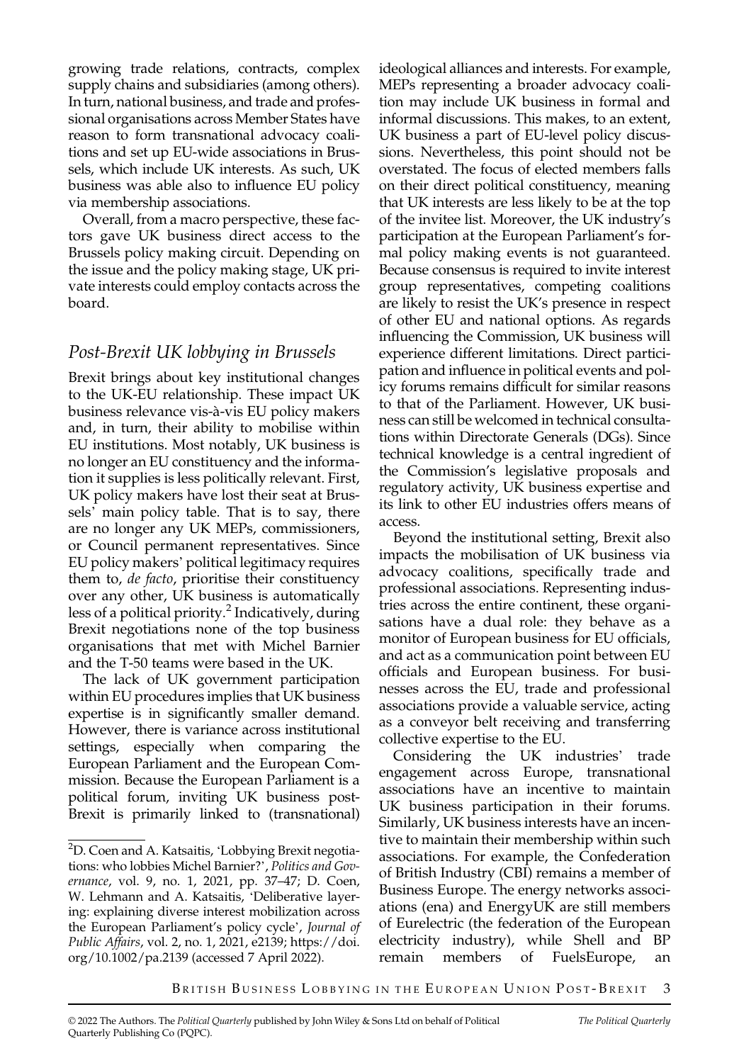growing trade relations, contracts, complex supply chains and subsidiaries (among others). In turn, national business, and trade and professional organisations across Member States have reason to form transnational advocacy coalitions and set up EU-wide associations in Brussels, which include UK interests. As such, UK business was able also to influence EU policy via membership associations.

Overall, from a macro perspective, these factors gave UK business direct access to the Brussels policy making circuit. Depending on the issue and the policy making stage, UK private interests could employ contacts across the board.

## *Post-Brexit UK lobbying in Brussels*

Brexit brings about key institutional changes to the UK-EU relationship. These impact UK business relevance vis-à-vis EU policy makers and, in turn, their ability to mobilise within EU institutions. Most notably, UK business is no longer an EU constituency and the information it supplies is less politically relevant. First, UK policy makers have lost their seat at Brussels' main policy table. That is to say, there are no longer any UK MEPs, commissioners, or Council permanent representatives. Since EU policy makers' political legitimacy requires them to, *de facto*, prioritise their constituency over any other, UK business is automatically less of a political priority.[2] Indicatively, during Brexit negotiations none of the top business organisations that met with Michel Barnier and the T-50 teams were based in the UK.

The lack of UK government participation within EU procedures implies that UK business expertise is in significantly smaller demand. However, there is variance across institutional settings, especially when comparing the European Parliament and the European Commission. Because the European Parliament is a political forum, inviting UK business post-Brexit is primarily linked to (transnational) ideological alliances and interests. For example, MEPs representing a broader advocacy coalition may include UK business in formal and informal discussions. This makes, to an extent, UK business a part of EU-level policy discussions. Nevertheless, this point should not be overstated. The focus of elected members falls on their direct political constituency, meaning that UK interests are less likely to be at the top of the invitee list. Moreover, the UK industry's participation at the European Parliament's formal policy making events is not guaranteed. Because consensus is required to invite interest group representatives, competing coalitions are likely to resist the UK's presence in respect of other EU and national options. As regards influencing the Commission, UK business will experience different limitations. Direct participation and influence in political events and policy forums remains difficult for similar reasons to that of the Parliament. However, UK business can still be welcomed in technical consultations within Directorate Generals (DGs). Since technical knowledge is a central ingredient of the Commission's legislative proposals and regulatory activity, UK business expertise and its link to other EU industries offers means of access.

Beyond the institutional setting, Brexit also impacts the mobilisation of UK business via advocacy coalitions, specifically trade and professional associations. Representing industries across the entire continent, these organisations have a dual role: they behave as a monitor of European business for EU officials, and act as a communication point between EU officials and European business. For businesses across the EU, trade and professional associations provide a valuable service, acting as a conveyor belt receiving and transferring collective expertise to the EU.

Considering the UK industries' trade engagement across Europe, transnational associations have an incentive to maintain UK business participation in their forums. Similarly, UK business interests have an incentive to maintain their membership within such associations. For example, the Confederation of British Industry (CBI) remains a member of Business Europe. The energy networks association (ena) and EnergyUK are still members of Eurelectric (the federation of the European electricity industry), while Shell and BP remain members of FuelsEurope, an

[2] D. Coen and A. Katsaitis, 'Lobbying Brexit negotiations: who lobbies Michel Barnier?', *Politics and Governance*, vol. 9, no. 1, 2021, pp. 37–47; D. Coen, W. Lehmann and A. Katsaitis, 'Deliberative layering: explaining diverse interest mobilization across the European Parliament's policy cycle', *Journal of Public Affairs*, vol. 2, no. 1, 2021, e2139; https://doi.org/10.1002/pa.2139 (accessed 7 April 2022).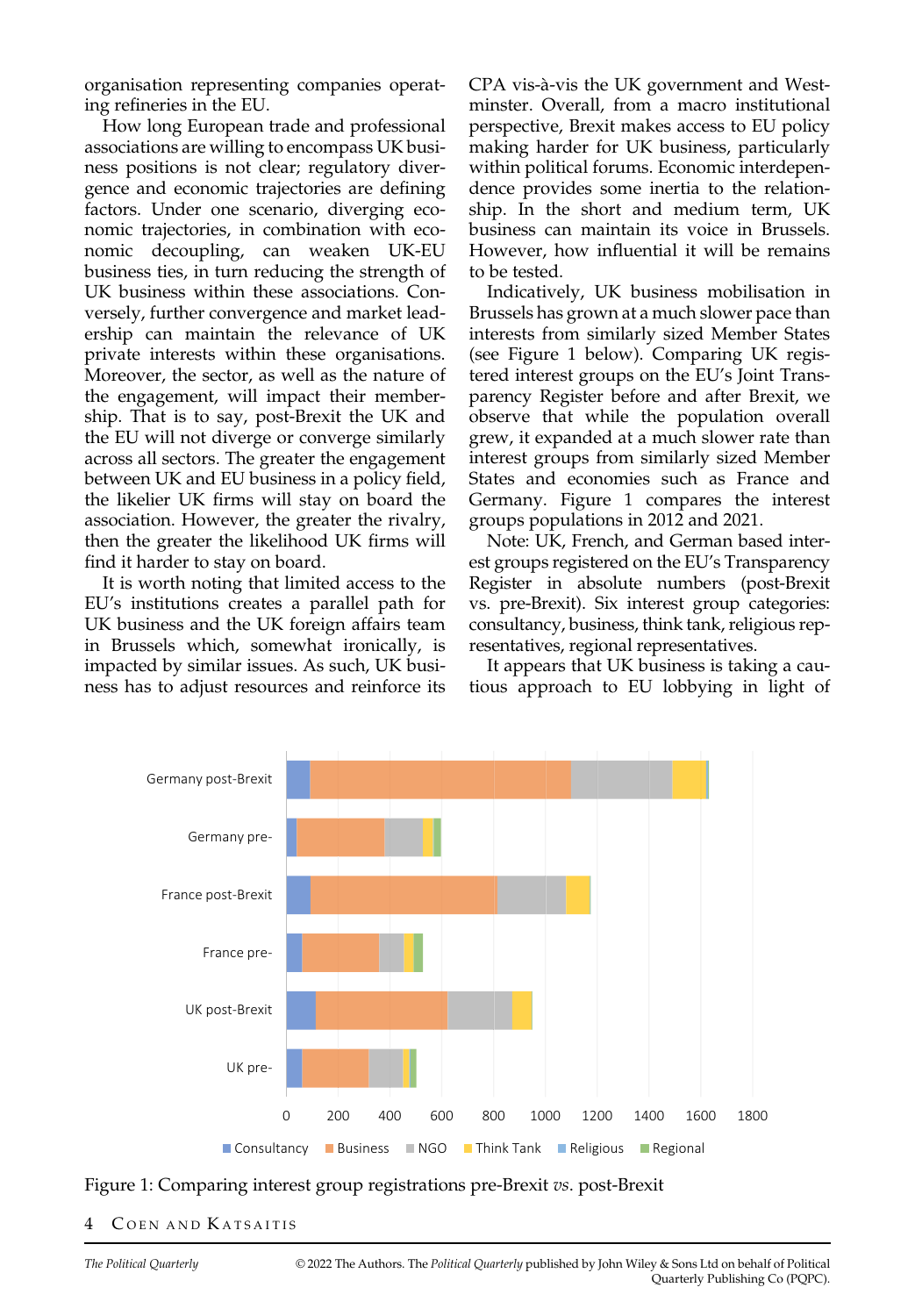organisation representing companies operating refineries in the EU.

How long European trade and professional associations are willing to encompass UK business positions is not clear; regulatory divergence and economic trajectories are defining factors. Under one scenario, diverging economic trajectories, in combination with economic decoupling, can weaken UK-EU business ties, in turn reducing the strength of UK business within these associations. Conversely, further convergence and market leadership can maintain the relevance of UK private interests within these organisations. Moreover, the sector, as well as the nature of the engagement, will impact their membership. That is to say, post-Brexit the UK and the EU will not diverge or converge similarly across all sectors. The greater the engagement between UK and EU business in a policy field, the likelier UK firms will stay on board the association. However, the greater the rivalry, then the greater the likelihood UK firms will find it harder to stay on board.

It is worth noting that limited access to the EU's institutions creates a parallel path for UK business and the UK foreign affairs team in Brussels which, somewhat ironically, is impacted by similar issues. As such, UK business has to adjust resources and reinforce its CPA vis-à-vis the UK government and Westminster. Overall, from a macro institutional perspective, Brexit makes access to EU policy making harder for UK business, particularly within political forums. Economic interdependence provides some inertia to the relationship. In the short and medium term, UK business can maintain its voice in Brussels. However, how influential it will be remains to be tested.

Indicatively, UK business mobilisation in Brussels has grown at a much slower pace than interests from similarly sized Member States (see Figure 1 below). Comparing UK registered interest groups on the EU's Joint Transparency Register before and after Brexit, we observe that while the population overall grew, it expanded at a much slower rate than interest groups from similarly sized Member States and economies such as France and Germany. Figure 1 compares the interest groups populations in 2012 and 2021.

Note: UK, French, and German based interest groups registered on the EU's Transparency Register in absolute numbers (post-Brexit vs. pre-Brexit). Six interest group categories: consultancy, business, think tank, religious representatives, regional representatives.

It appears that UK business is taking a cautious approach to EU lobbying in light of

Germany post-Brexit
Germany pre-
France post-Brexit
France pre-
UK post-Brexit
UK pre-

0 200 400 600 800 1000 1200 1400 1600 1800

Consultancy Business NGO Think Tank Religious Regional

Figure 1: Comparing interest group registrations pre-Brexit *vs*. post-Brexit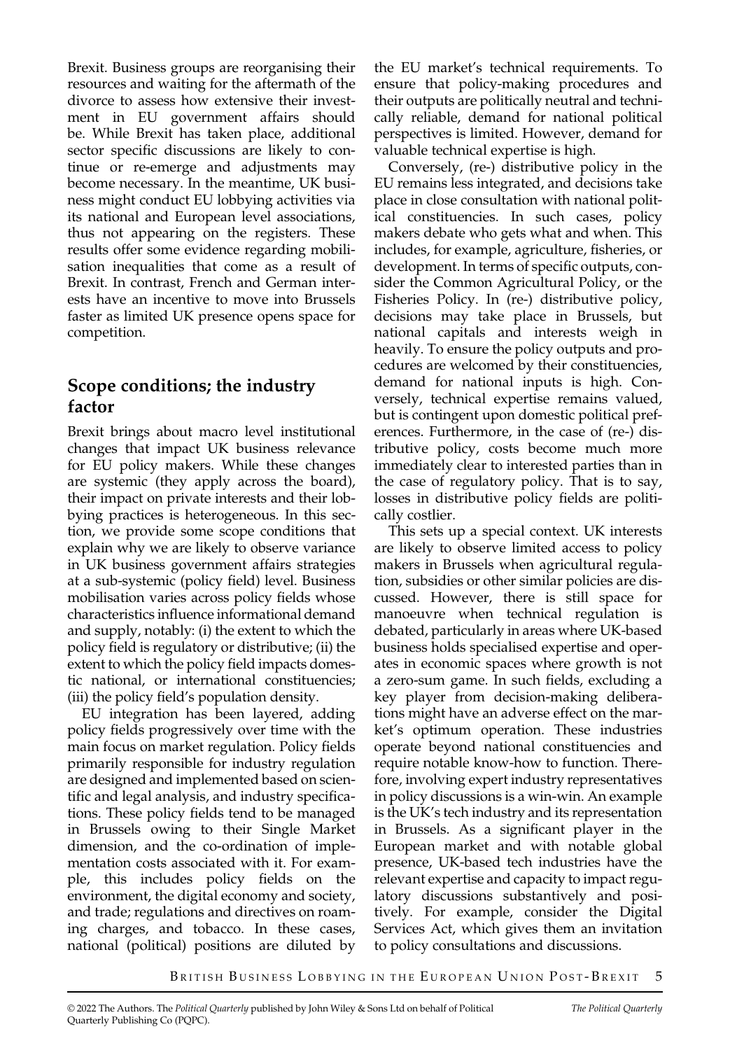Brexit. Business groups are reorganising their resources and waiting for the aftermath of the divorce to assess how extensive their investment in EU government affairs should be. While Brexit has taken place, additional sector specific discussions are likely to continue or re-emerge and adjustments may become necessary. In the meantime, UK business might conduct EU lobbying activities via its national and European level associations, thus not appearing on the registers. These results offer some evidence regarding mobilisation inequalities that come as a result of Brexit. In contrast, French and German interests have an incentive to move into Brussels faster as limited UK presence opens space for competition.

## Scope conditions; the industry factor

Brexit brings about macro level institutional changes that impact UK business relevance for EU policy makers. While these changes are systemic (they apply across the board), their impact on private interests and their lobbying practices is heterogeneous. In this section, we provide some scope conditions that explain why we are likely to observe variance in UK business government affairs strategies at a sub-systemic (policy field) level. Business mobilisation varies across policy fields whose characteristics influence informational demand and supply, notably: (i) the extent to which the policy field is regulatory or distributive; (ii) the extent to which the policy field impacts domestic national, or international constituencies; (iii) the policy field's population density.

EU integration has been layered, adding policy fields progressively over time with the main focus on market regulation. Policy fields primarily responsible for industry regulation are designed and implemented based on scientific and legal analysis, and industry specifications. These policy fields tend to be managed in Brussels owing to their Single Market dimension, and the co-ordination of implementation costs associated with it. For example, this includes policy fields on the environment, the digital economy and society, and trade; regulations and directives on roaming charges, and tobacco. In these cases, national (political) positions are diluted by the EU market's technical requirements. To ensure that policy-making procedures and their outputs are politically neutral and technically reliable, demand for national political perspectives is limited. However, demand for valuable technical expertise is high.

Conversely, (re-) distributive policy in the EU remains less integrated, and decisions take place in close consultation with national political constituencies. In such cases, policy makers debate who gets what and when. This includes, for example, agriculture, fisheries, or development. In terms of specific outputs, consider the Common Agricultural Policy, or the Fisheries Policy. In (re-) distributive policy, decisions may take place in Brussels, but national capitals and interests weigh in heavily. To ensure the policy outputs and procedures are welcomed by their constituencies, demand for national inputs is high. Conversely, technical expertise remains valued, but is contingent upon domestic political preferences. Furthermore, in the case of (re-) distributive policy, costs become much more immediately clear to interested parties than in the case of regulatory policy. That is to say, losses in distributive policy fields are politically costlier.

This sets up a special context. UK interests are likely to observe limited access to policy makers in Brussels when agricultural regulation, subsidies or other similar policies are discussed. However, there is still space for manoeuvre when technical regulation is debated, particularly in areas where UK-based business holds specialised expertise and operates in economic spaces where growth is not a zero-sum game. In such fields, excluding a key player from decision-making deliberations might have an adverse effect on the market's optimum operation. These industries operate beyond national constituencies and require notable know-how to function. Therefore, involving expert industry representatives in policy discussions is a win-win. An example is the UK's tech industry and its representation in Brussels. As a significant player in the European market and with notable global presence, UK-based tech industries have the relevant expertise and capacity to impact regulatory discussions substantively and positively. For example, consider the Digital Services Act, which gives them an invitation to policy consultations and discussions.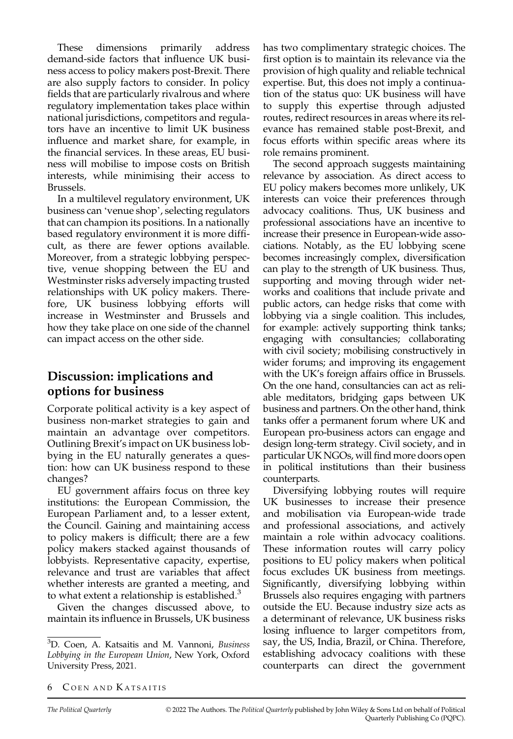These dimensions primarily address demand-side factors that influence UK business access to policy makers post-Brexit. There are also supply factors to consider. In policy fields that are particularly rivalrous and where regulatory implementation takes place within national jurisdictions, competitors and regulators have an incentive to limit UK business influence and market share, for example, in the financial services. In these areas, EU business will mobilise to impose costs on British interests, while minimising their access to Brussels.

In a multilevel regulatory environment, UK business can 'venue shop', selecting regulators that can champion its positions. In a nationally based regulatory environment it is more difficult, as there are fewer options available. Moreover, from a strategic lobbying perspective, venue shopping between the EU and Westminster risks adversely impacting trusted relationships with UK policy makers. Therefore, UK business lobbying efforts will increase in Westminster and Brussels and how they take place on one side of the channel can impact access on the other side.

## Discussion: implications and options for business

Corporate political activity is a key aspect of business non-market strategies to gain and maintain an advantage over competitors. Outlining Brexit's impact on UK business lobbying in the EU naturally generates a question: how can UK business respond to these changes?

EU government affairs focus on three key institutions: the European Commission, the European Parliament and, to a lesser extent, the Council. Gaining and maintaining access to policy makers is difficult; there are a few policy makers stacked against thousands of lobbyists. Representative capacity, expertise, relevance and trust are variables that affect whether interests are granted a meeting, and to what extent a relationship is established.[3]

Given the changes discussed above, to maintain its influence in Brussels, UK business has two complimentary strategic choices. The first option is to maintain its relevance via the provision of high quality and reliable technical expertise. But, this does not imply a continuation of the status quo: UK business will have to supply this expertise through adjusted routes, redirect resources in areas where its relevance has remained stable post-Brexit, and focus efforts within specific areas where its role remains prominent.

The second approach suggests maintaining relevance by association. As direct access to EU policy makers becomes more unlikely, UK interests can voice their preferences through advocacy coalitions. Thus, UK business and professional associations have an incentive to increase their presence in European-wide associations. Notably, as the EU lobbying scene becomes increasingly complex, diversification can play to the strength of UK business. Thus, supporting and moving through wider networks and coalitions that include private and public actors, can hedge risks that come with lobbying via a single coalition. This includes, for example: actively supporting think tanks; engaging with consultancies; collaborating with civil society; mobilising constructively in wider forums; and improving its engagement with the UK's foreign affairs office in Brussels. On the one hand, consultancies can act as reliable meditators, bridging gaps between UK business and partners. On the other hand, think tanks offer a permanent forum where UK and European pro-business actors can engage and design long-term strategy. Civil society, and in particular UK NGOs, will find more doors open in political institutions than their business counterparts.

Diversifying lobbying routes will require UK businesses to increase their presence and mobilisation via European-wide trade and professional associations, and actively maintain a role within advocacy coalitions. These information routes will carry policy positions to EU policy makers when political focus excludes UK business from meetings. Significantly, diversifying lobbying within Brussels also requires engaging with partners outside the EU. Because industry size acts as a determinant of relevance, UK business risks losing influence to larger competitors from, say, the US, India, Brazil, or China. Therefore, establishing advocacy coalitions with these counterparts can direct the government

[3] D. Coen, A. Katsaitis and M. Vannoni, *Business Lobbying in the European Union*, New York, Oxford University Press, 2021.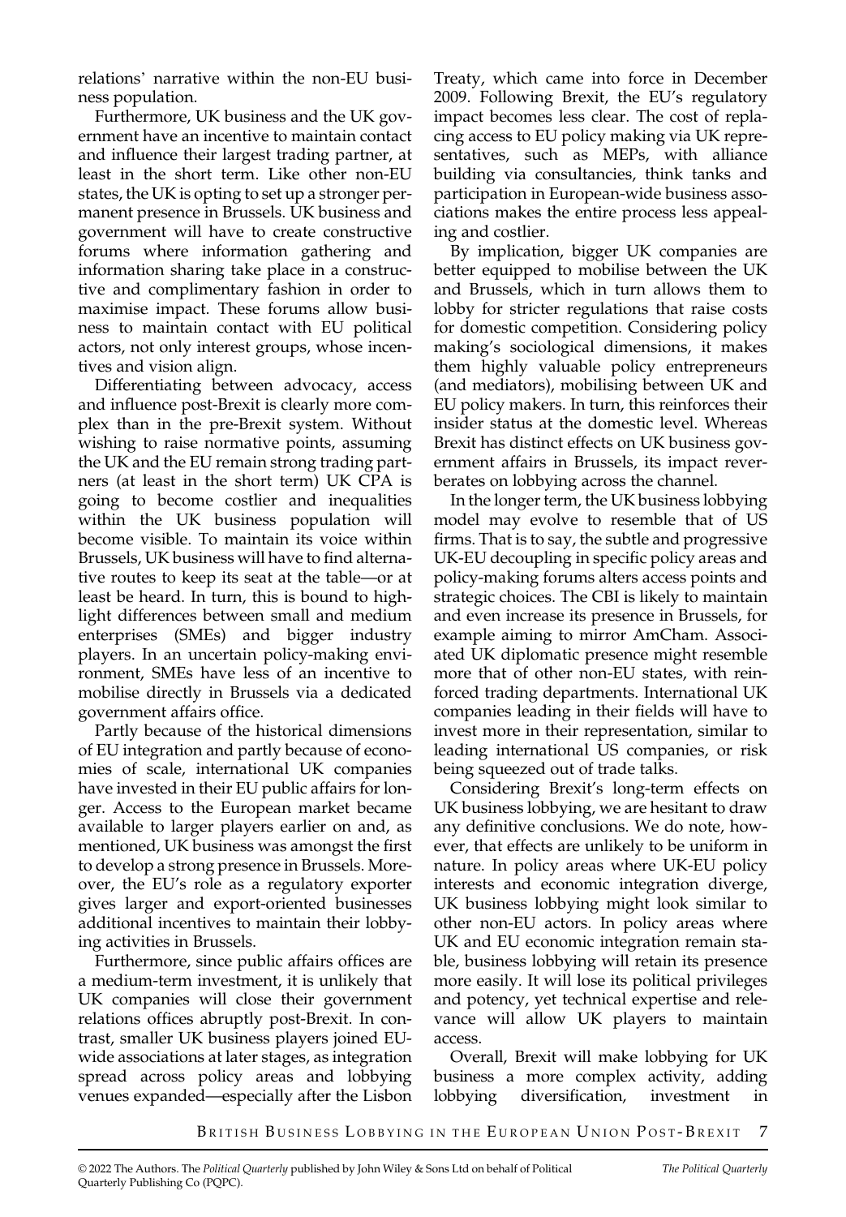relations' narrative within the non-EU business population.

Furthermore, UK business and the UK government have an incentive to maintain contact and influence their largest trading partner, at least in the short term. Like other non-EU states, the UK is opting to set up a stronger permanent presence in Brussels. UK business and government will have to create constructive forums where information gathering and information sharing take place in a constructive and complimentary fashion in order to maximise impact. These forums allow business to maintain contact with EU political actors, not only interest groups, whose incentives and vision align.

Differentiating between advocacy, access and influence post-Brexit is clearly more complex than in the pre-Brexit system. Without wishing to raise normative points, assuming the UK and the EU remain strong trading partners (at least in the short term) UK CPA is going to become costlier and inequalities within the UK business population will become visible. To maintain its voice within Brussels, UK business will have to find alternative routes to keep its seat at the table—or at least be heard. In turn, this is bound to highlight differences between small and medium enterprises (SMEs) and bigger industry players. In an uncertain policy-making environment, SMEs have less of an incentive to mobilise directly in Brussels via a dedicated government affairs office.

Partly because of the historical dimensions of EU integration and partly because of economies of scale, international UK companies have invested in their EU public affairs for longer. Access to the European market became available to larger players earlier on and, as mentioned, UK business was amongst the first to develop a strong presence in Brussels. Moreover, the EU's role as a regulatory exporter gives larger and export-oriented businesses additional incentives to maintain their lobbying activities in Brussels.

Furthermore, since public affairs offices are a medium-term investment, it is unlikely that UK companies will close their government relations offices abruptly post-Brexit. In contrast, smaller UK business players joined EU-wide associations at later stages, as integration spread across policy areas and lobbying venues expanded—especially after the Lisbon Treaty, which came into force in December 2009. Following Brexit, the EU's regulatory impact becomes less clear. The cost of replacing access to EU policy making via UK representatives, such as MEPs, with alliance building via consultancies, think tanks and participation in European-wide business associations makes the entire process less appealing and costlier.

By implication, bigger UK companies are better equipped to mobilise between the UK and Brussels, which in turn allows them to lobby for stricter regulations that raise costs for domestic competition. Considering policy making's sociological dimensions, it makes them highly valuable policy entrepreneurs (and mediators), mobilising between UK and EU policy makers. In turn, this reinforces their insider status at the domestic level. Whereas Brexit has distinct effects on UK business government affairs in Brussels, its impact reverberates on lobbying across the channel.

In the longer term, the UK business lobbying model may evolve to resemble that of US firms. That is to say, the subtle and progressive UK-EU decoupling in specific policy areas and policy-making forums alters access points and strategic choices. The CBI is likely to maintain and even increase its presence in Brussels, for example aiming to mirror AmCham. Associated UK diplomatic presence might resemble more that of other non-EU states, with reinforced trading departments. International UK companies leading in their fields will have to invest more in their representation, similar to leading international US companies, or risk being squeezed out of trade talks.

Considering Brexit's long-term effects on UK business lobbying, we are hesitant to draw any definitive conclusions. We do note, however, that effects are unlikely to be uniform in nature. In policy areas where UK-EU policy interests and economic integration diverge, UK business lobbying might look similar to other non-EU actors. In policy areas where UK and EU economic integration remain stable, business lobbying will retain its presence more easily. It will lose its political privileges and potency, yet technical expertise and relevance will allow UK players to maintain access.

Overall, Brexit will make lobbying for UK business a more complex activity, adding lobbying diversification, investment in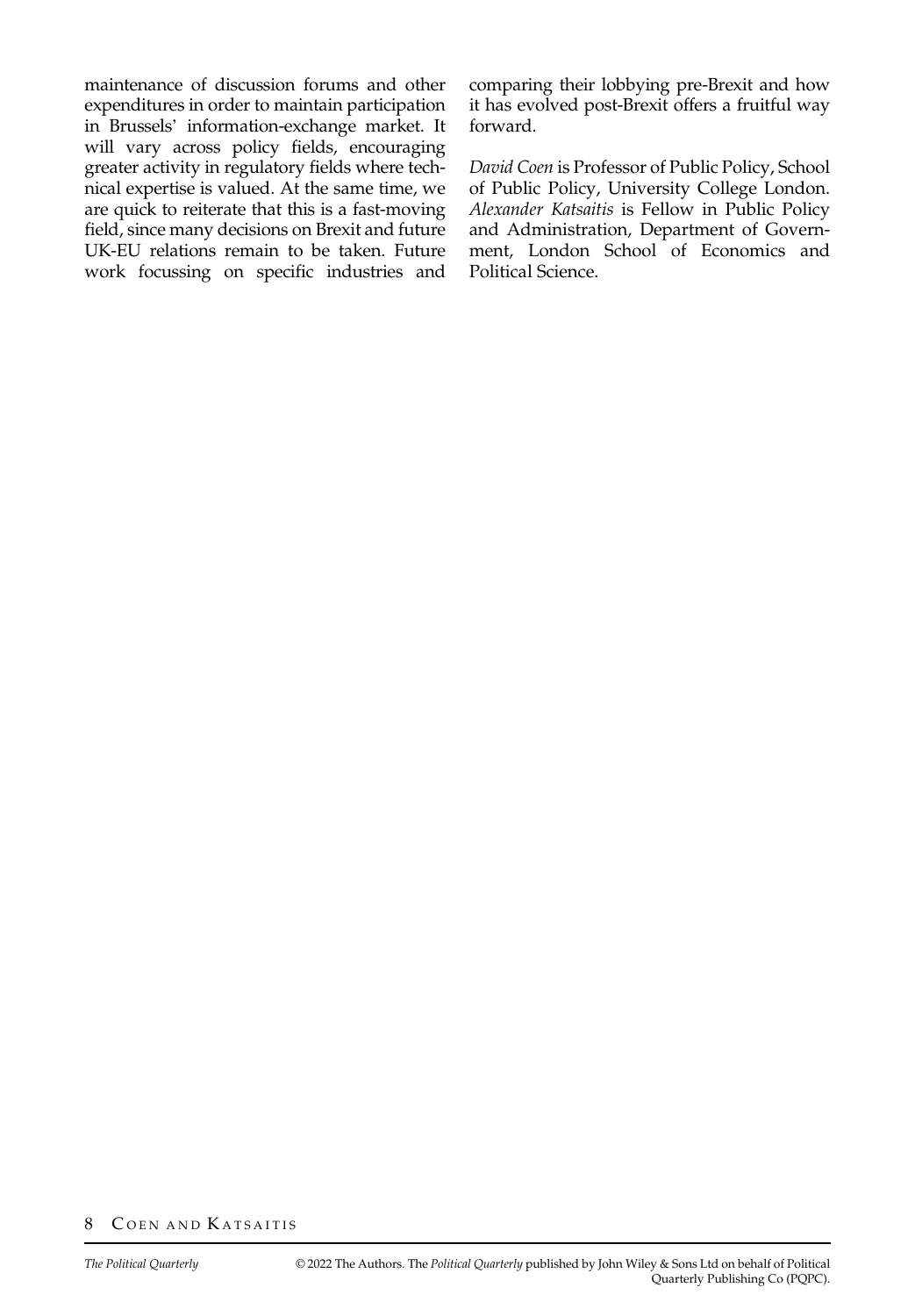maintenance of discussion forums and other expenditures in order to maintain participation in Brussels' information-exchange market. It will vary across policy fields, encouraging greater activity in regulatory fields where technical expertise is valued. At the same time, we are quick to reiterate that this is a fast-moving field, since many decisions on Brexit and future UK-EU relations remain to be taken. Future work focussing on specific industries and comparing their lobbying pre-Brexit and how it has evolved post-Brexit offers a fruitful way forward.

*David Coen* is Professor of Public Policy, School of Public Policy, University College London. *Alexander Katsaitis* is Fellow in Public Policy and Administration, Department of Government, London School of Economics and Political Science.